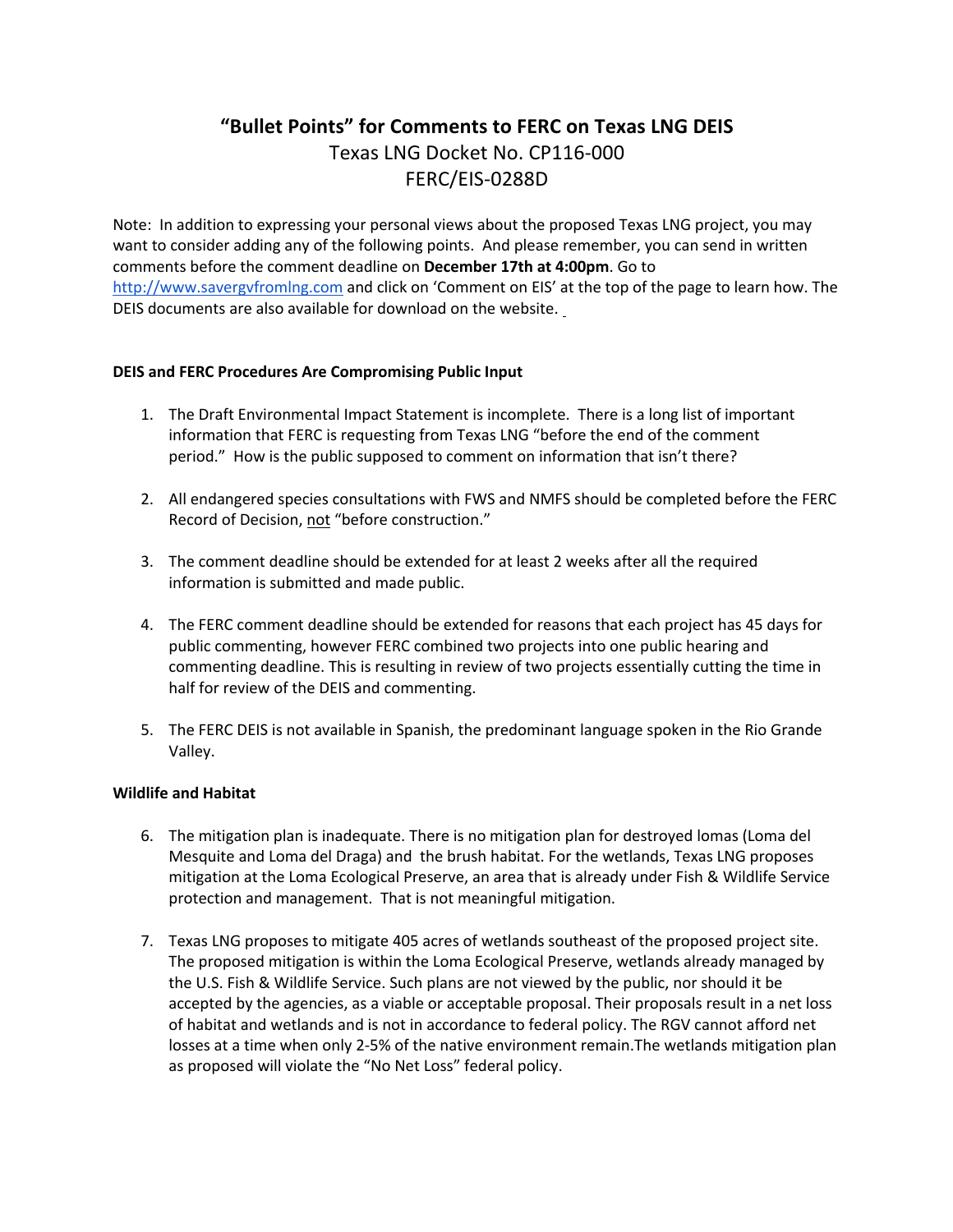# "Bullet Points" for Comments to FERC on Texas LNG DEIS

## Texas LNG Docket No. CP116-000
## FERC/EIS-0288D

Note: In addition to expressing your personal views about the proposed Texas LNG project, you may want to consider adding any of the following points. And please remember, you can send in written comments before the comment deadline on **December 17th at 4:00pm**. Go to [http://www.savergvfromlng.com](http://www.savergvfromlng.com) and click on 'Comment on EIS' at the top of the page to learn how. The DEIS documents are also available for download on the website.

**DEIS and FERC Procedures Are Compromising Public Input**

1. The Draft Environmental Impact Statement is incomplete. There is a long list of important information that FERC is requesting from Texas LNG "before the end of the comment period." How is the public supposed to comment on information that isn't there?

2. All endangered species consultations with FWS and NMFS should be completed before the FERC Record of Decision, <u>not</u> "before construction."

3. The comment deadline should be extended for at least 2 weeks after all the required information is submitted and made public.

4. The FERC comment deadline should be extended for reasons that each project has 45 days for public commenting, however FERC combined two projects into one public hearing and commenting deadline. This is resulting in review of two projects essentially cutting the time in half for review of the DEIS and commenting.

5. The FERC DEIS is not available in Spanish, the predominant language spoken in the Rio Grande Valley.

**Wildlife and Habitat**

6. The mitigation plan is inadequate. There is no mitigation plan for destroyed lomas (Loma del Mesquite and Loma del Draga) and the brush habitat. For the wetlands, Texas LNG proposes mitigation at the Loma Ecological Preserve, an area that is already under Fish & Wildlife Service protection and management. That is not meaningful mitigation.

7. Texas LNG proposes to mitigate 405 acres of wetlands southeast of the proposed project site. The proposed mitigation is within the Loma Ecological Preserve, wetlands already managed by the U.S. Fish & Wildlife Service. Such plans are not viewed by the public, nor should it be accepted by the agencies, as a viable or acceptable proposal. Their proposals result in a net loss of habitat and wetlands and is not in accordance to federal policy. The RGV cannot afford net losses at a time when only 2-5% of the native environment remain.The wetlands mitigation plan as proposed will violate the "No Net Loss" federal policy.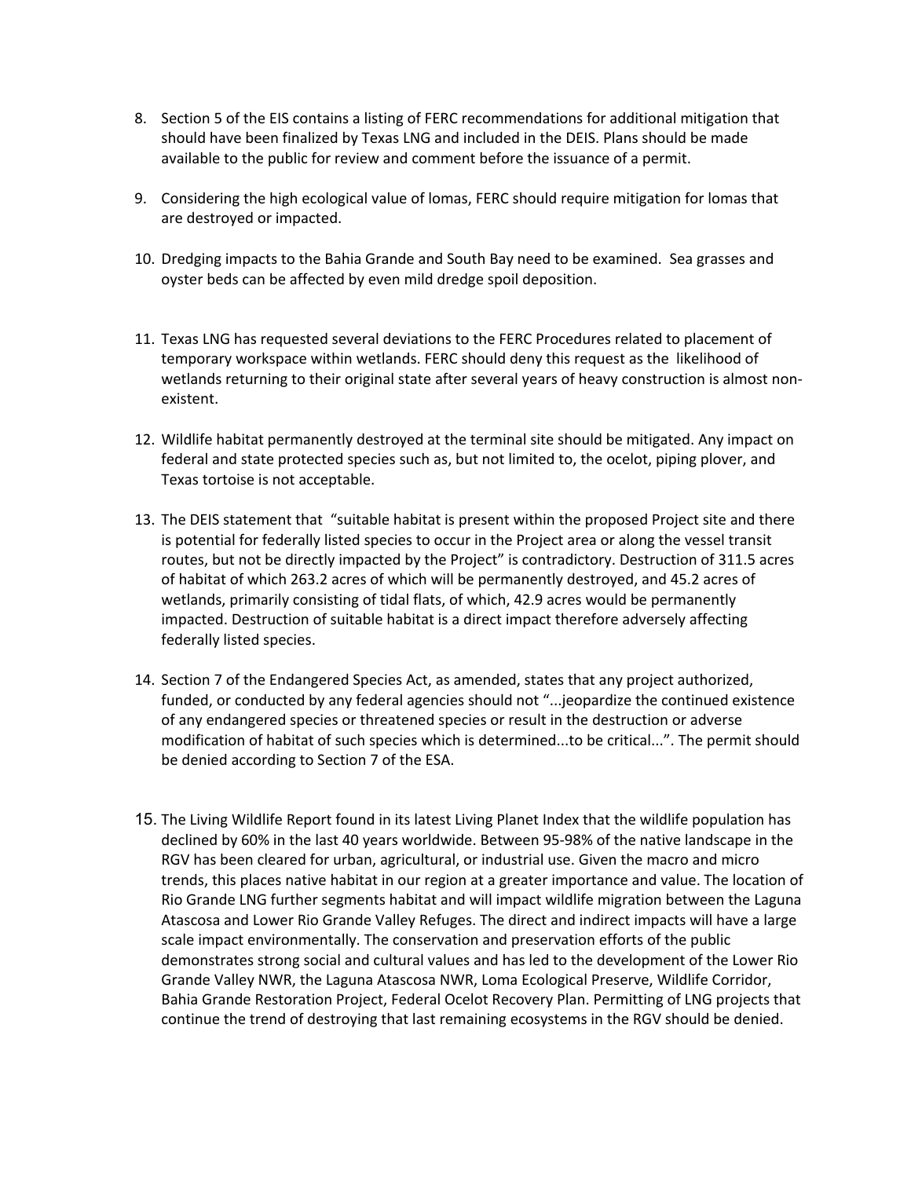8. Section 5 of the EIS contains a listing of FERC recommendations for additional mitigation that should have been finalized by Texas LNG and included in the DEIS. Plans should be made available to the public for review and comment before the issuance of a permit.

9. Considering the high ecological value of lomas, FERC should require mitigation for lomas that are destroyed or impacted.

10. Dredging impacts to the Bahia Grande and South Bay need to be examined. Sea grasses and oyster beds can be affected by even mild dredge spoil deposition.

11. Texas LNG has requested several deviations to the FERC Procedures related to placement of temporary workspace within wetlands. FERC should deny this request as the likelihood of wetlands returning to their original state after several years of heavy construction is almost non-existent.

12. Wildlife habitat permanently destroyed at the terminal site should be mitigated. Any impact on federal and state protected species such as, but not limited to, the ocelot, piping plover, and Texas tortoise is not acceptable.

13. The DEIS statement that "suitable habitat is present within the proposed Project site and there is potential for federally listed species to occur in the Project area or along the vessel transit routes, but not be directly impacted by the Project" is contradictory. Destruction of 311.5 acres of habitat of which 263.2 acres of which will be permanently destroyed, and 45.2 acres of wetlands, primarily consisting of tidal flats, of which, 42.9 acres would be permanently impacted. Destruction of suitable habitat is a direct impact therefore adversely affecting federally listed species.

14. Section 7 of the Endangered Species Act, as amended, states that any project authorized, funded, or conducted by any federal agencies should not "...jeopardize the continued existence of any endangered species or threatened species or result in the destruction or adverse modification of habitat of such species which is determined...to be critical...". The permit should be denied according to Section 7 of the ESA.

15. The Living Wildlife Report found in its latest Living Planet Index that the wildlife population has declined by 60% in the last 40 years worldwide. Between 95-98% of the native landscape in the RGV has been cleared for urban, agricultural, or industrial use. Given the macro and micro trends, this places native habitat in our region at a greater importance and value. The location of Rio Grande LNG further segments habitat and will impact wildlife migration between the Laguna Atascosa and Lower Rio Grande Valley Refuges. The direct and indirect impacts will have a large scale impact environmentally. The conservation and preservation efforts of the public demonstrates strong social and cultural values and has led to the development of the Lower Rio Grande Valley NWR, the Laguna Atascosa NWR, Loma Ecological Preserve, Wildlife Corridor, Bahia Grande Restoration Project, Federal Ocelot Recovery Plan. Permitting of LNG projects that continue the trend of destroying that last remaining ecosystems in the RGV should be denied.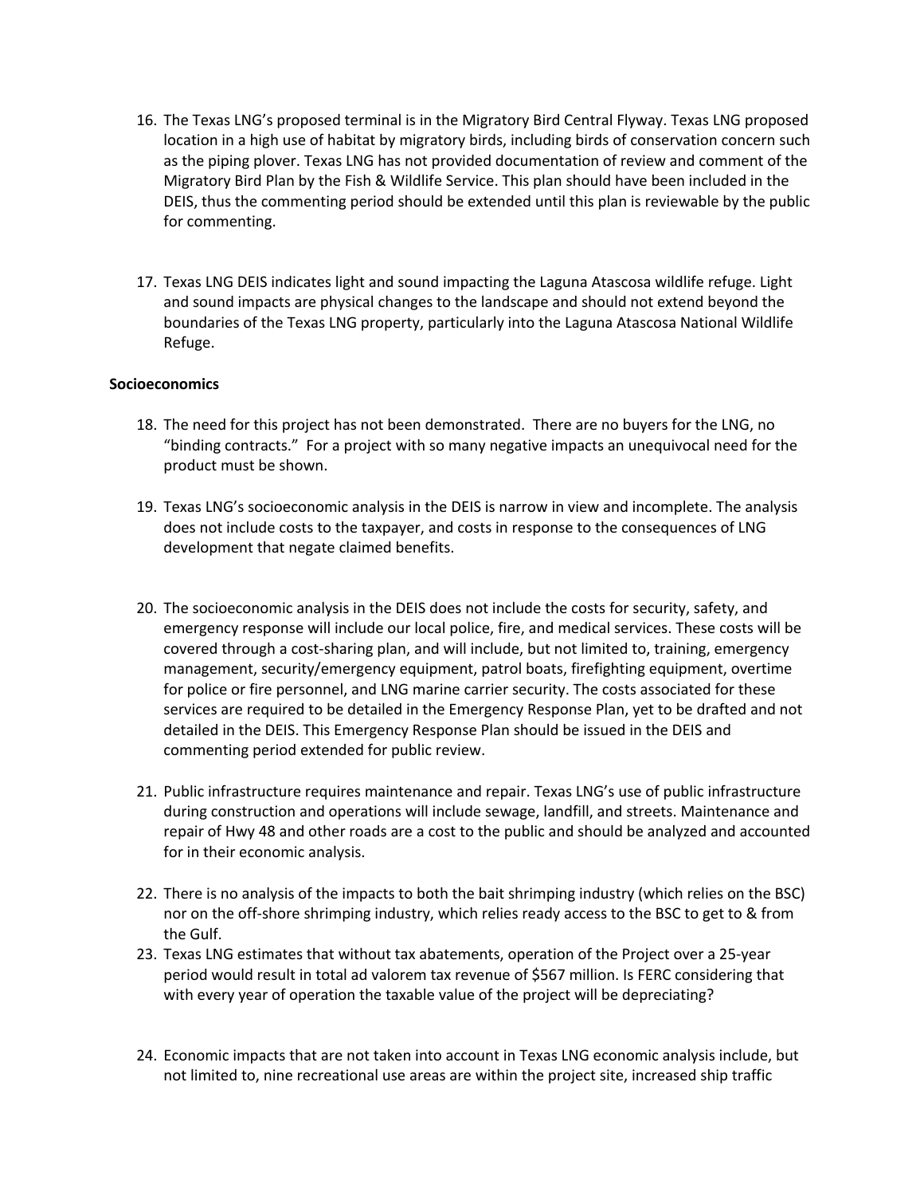16. The Texas LNG's proposed terminal is in the Migratory Bird Central Flyway. Texas LNG proposed location in a high use of habitat by migratory birds, including birds of conservation concern such as the piping plover. Texas LNG has not provided documentation of review and comment of the Migratory Bird Plan by the Fish & Wildlife Service. This plan should have been included in the DEIS, thus the commenting period should be extended until this plan is reviewable by the public for commenting.

17. Texas LNG DEIS indicates light and sound impacting the Laguna Atascosa wildlife refuge. Light and sound impacts are physical changes to the landscape and should not extend beyond the boundaries of the Texas LNG property, particularly into the Laguna Atascosa National Wildlife Refuge.

**Socioeconomics**

18. The need for this project has not been demonstrated. There are no buyers for the LNG, no "binding contracts." For a project with so many negative impacts an unequivocal need for the product must be shown.

19. Texas LNG's socioeconomic analysis in the DEIS is narrow in view and incomplete. The analysis does not include costs to the taxpayer, and costs in response to the consequences of LNG development that negate claimed benefits.

20. The socioeconomic analysis in the DEIS does not include the costs for security, safety, and emergency response will include our local police, fire, and medical services. These costs will be covered through a cost-sharing plan, and will include, but not limited to, training, emergency management, security/emergency equipment, patrol boats, firefighting equipment, overtime for police or fire personnel, and LNG marine carrier security. The costs associated for these services are required to be detailed in the Emergency Response Plan, yet to be drafted and not detailed in the DEIS. This Emergency Response Plan should be issued in the DEIS and commenting period extended for public review.

21. Public infrastructure requires maintenance and repair. Texas LNG's use of public infrastructure during construction and operations will include sewage, landfill, and streets. Maintenance and repair of Hwy 48 and other roads are a cost to the public and should be analyzed and accounted for in their economic analysis.

22. There is no analysis of the impacts to both the bait shrimping industry (which relies on the BSC) nor on the off-shore shrimping industry, which relies ready access to the BSC to get to & from the Gulf.
23. Texas LNG estimates that without tax abatements, operation of the Project over a 25-year period would result in total ad valorem tax revenue of $567 million. Is FERC considering that with every year of operation the taxable value of the project will be depreciating?

24. Economic impacts that are not taken into account in Texas LNG economic analysis include, but not limited to, nine recreational use areas are within the project site, increased ship traffic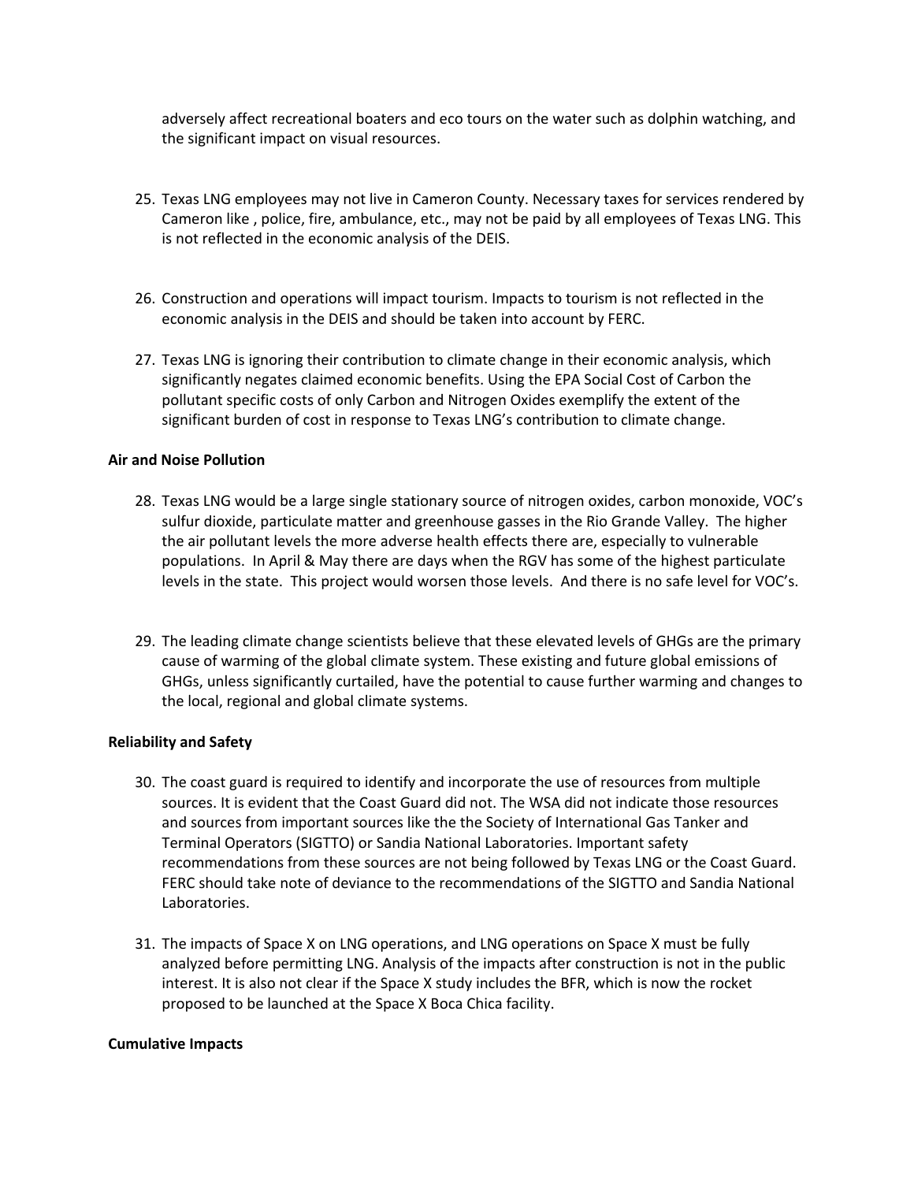adversely affect recreational boaters and eco tours on the water such as dolphin watching, and the significant impact on visual resources.

25. Texas LNG employees may not live in Cameron County. Necessary taxes for services rendered by Cameron like , police, fire, ambulance, etc., may not be paid by all employees of Texas LNG. This is not reflected in the economic analysis of the DEIS.

26. Construction and operations will impact tourism. Impacts to tourism is not reflected in the economic analysis in the DEIS and should be taken into account by FERC.

27. Texas LNG is ignoring their contribution to climate change in their economic analysis, which significantly negates claimed economic benefits. Using the EPA Social Cost of Carbon the pollutant specific costs of only Carbon and Nitrogen Oxides exemplify the extent of the significant burden of cost in response to Texas LNG's contribution to climate change.

**Air and Noise Pollution**

28. Texas LNG would be a large single stationary source of nitrogen oxides, carbon monoxide, VOC's sulfur dioxide, particulate matter and greenhouse gasses in the Rio Grande Valley. The higher the air pollutant levels the more adverse health effects there are, especially to vulnerable populations. In April & May there are days when the RGV has some of the highest particulate levels in the state. This project would worsen those levels. And there is no safe level for VOC's.

29. The leading climate change scientists believe that these elevated levels of GHGs are the primary cause of warming of the global climate system. These existing and future global emissions of GHGs, unless significantly curtailed, have the potential to cause further warming and changes to the local, regional and global climate systems.

**Reliability and Safety**

30. The coast guard is required to identify and incorporate the use of resources from multiple sources. It is evident that the Coast Guard did not. The WSA did not indicate those resources and sources from important sources like the the Society of International Gas Tanker and Terminal Operators (SIGTTO) or Sandia National Laboratories. Important safety recommendations from these sources are not being followed by Texas LNG or the Coast Guard. FERC should take note of deviance to the recommendations of the SIGTTO and Sandia National Laboratories.

31. The impacts of Space X on LNG operations, and LNG operations on Space X must be fully analyzed before permitting LNG. Analysis of the impacts after construction is not in the public interest. It is also not clear if the Space X study includes the BFR, which is now the rocket proposed to be launched at the Space X Boca Chica facility.

**Cumulative Impacts**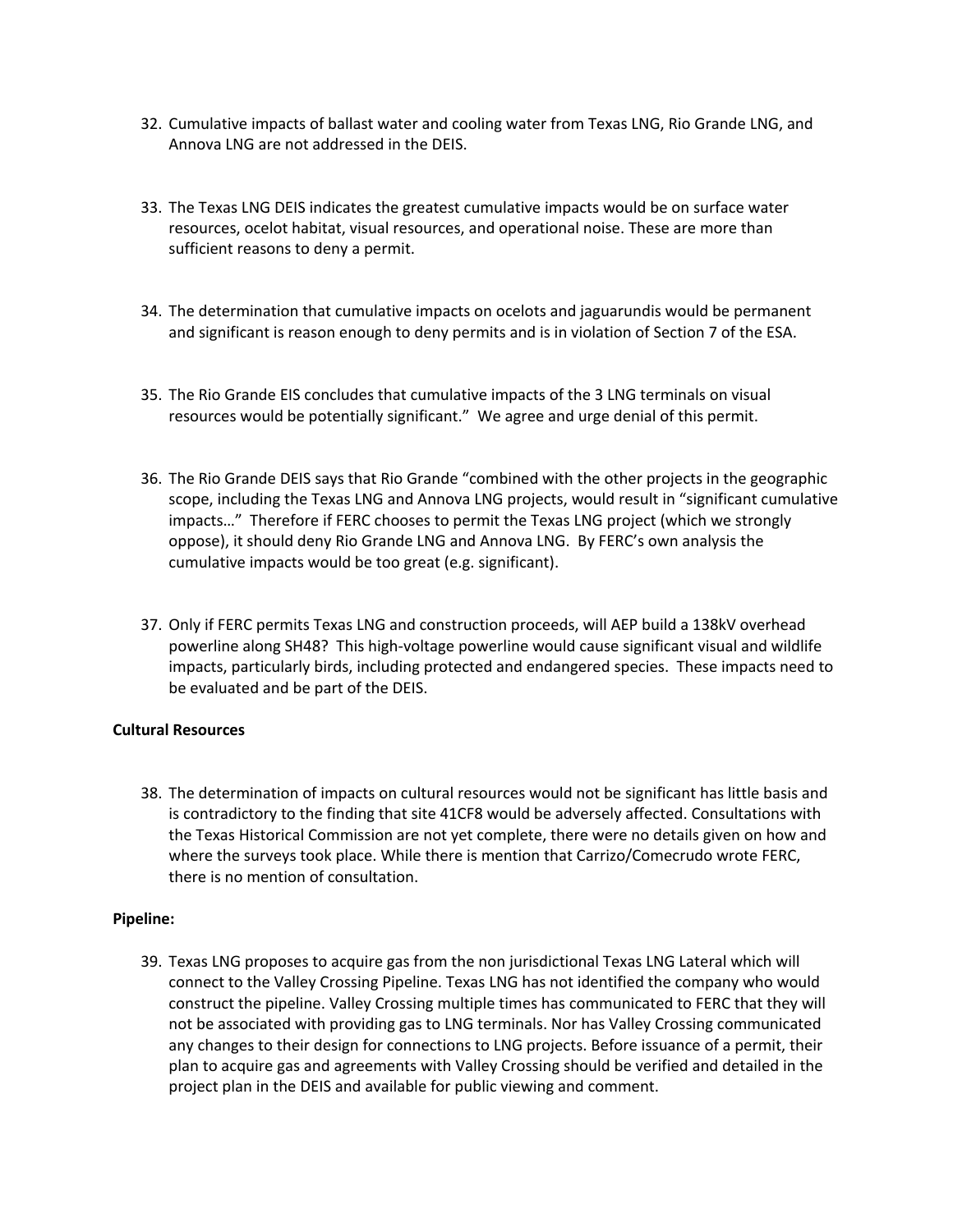32. Cumulative impacts of ballast water and cooling water from Texas LNG, Rio Grande LNG, and Annova LNG are not addressed in the DEIS.

33. The Texas LNG DEIS indicates the greatest cumulative impacts would be on surface water resources, ocelot habitat, visual resources, and operational noise. These are more than sufficient reasons to deny a permit.

34. The determination that cumulative impacts on ocelots and jaguarundis would be permanent and significant is reason enough to deny permits and is in violation of Section 7 of the ESA.

35. The Rio Grande EIS concludes that cumulative impacts of the 3 LNG terminals on visual resources would be potentially significant." We agree and urge denial of this permit.

36. The Rio Grande DEIS says that Rio Grande "combined with the other projects in the geographic scope, including the Texas LNG and Annova LNG projects, would result in "significant cumulative impacts…" Therefore if FERC chooses to permit the Texas LNG project (which we strongly oppose), it should deny Rio Grande LNG and Annova LNG. By FERC's own analysis the cumulative impacts would be too great (e.g. significant).

37. Only if FERC permits Texas LNG and construction proceeds, will AEP build a 138kV overhead powerline along SH48? This high-voltage powerline would cause significant visual and wildlife impacts, particularly birds, including protected and endangered species. These impacts need to be evaluated and be part of the DEIS.

**Cultural Resources**

38. The determination of impacts on cultural resources would not be significant has little basis and is contradictory to the finding that site 41CF8 would be adversely affected. Consultations with the Texas Historical Commission are not yet complete, there were no details given on how and where the surveys took place. While there is mention that Carrizo/Comecrudo wrote FERC, there is no mention of consultation.

**Pipeline:**

39. Texas LNG proposes to acquire gas from the non jurisdictional Texas LNG Lateral which will connect to the Valley Crossing Pipeline. Texas LNG has not identified the company who would construct the pipeline. Valley Crossing multiple times has communicated to FERC that they will not be associated with providing gas to LNG terminals. Nor has Valley Crossing communicated any changes to their design for connections to LNG projects. Before issuance of a permit, their plan to acquire gas and agreements with Valley Crossing should be verified and detailed in the project plan in the DEIS and available for public viewing and comment.